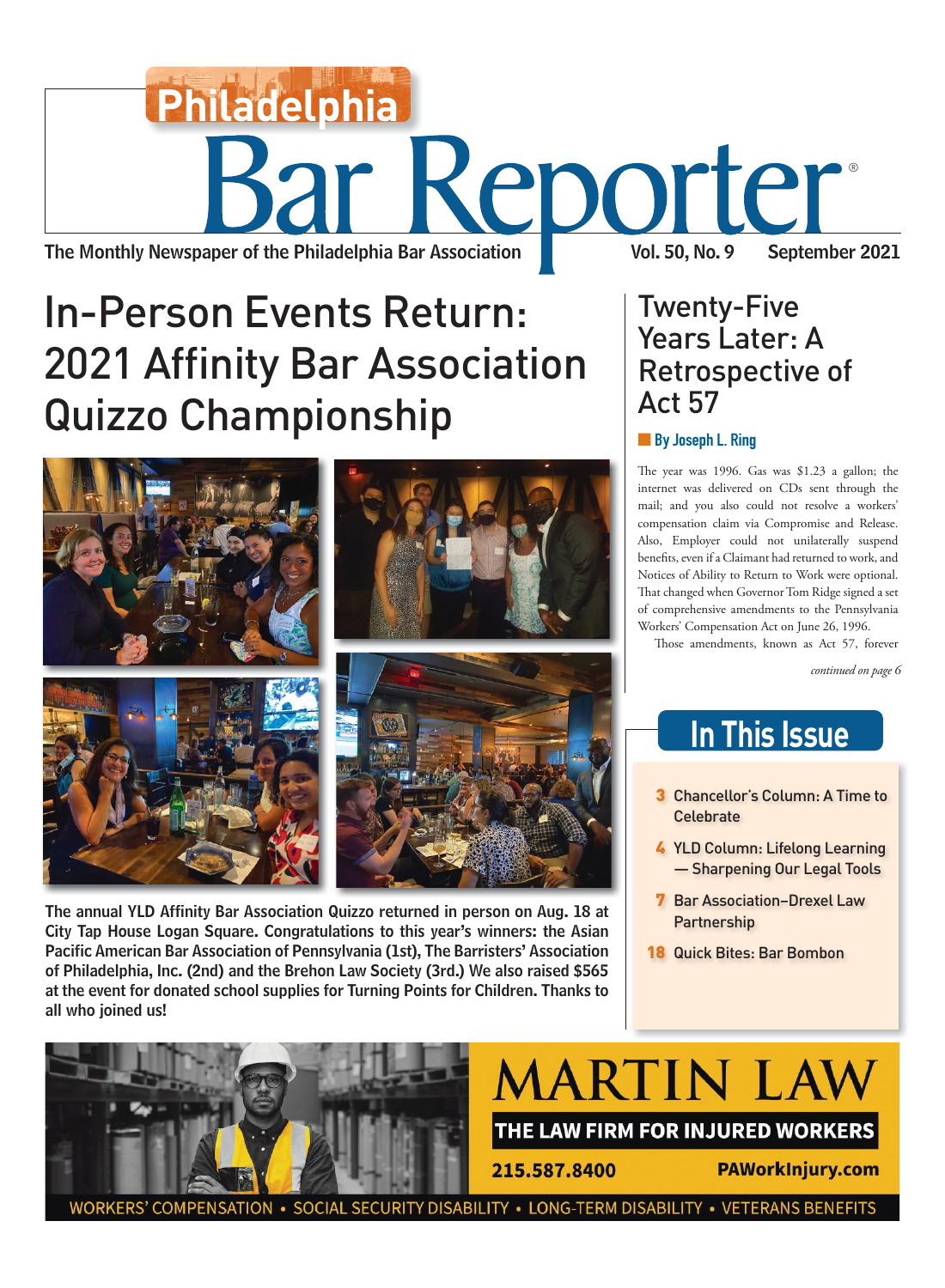# Philadelphia Bar Reporter

The Monthly Newspaper of the Philadelphia Bar Association

Vol. 50, No. 9 September 2021

## In-Person Events Return: 2021 Affinity Bar Association Quizzo Championship

The annual YLD Affinity Bar Association Quizzo returned in person on Aug. 18 at City Tap House Logan Square. Congratulations to this year's winners: the Asian Pacific American Bar Association of Pennsylvania (1st), The Barristers' Association of Philadelphia, Inc. (2nd) and the Brehon Law Society (3rd.) We also raised $565 at the event for donated school supplies for Turning Points for Children. Thanks to all who joined us!

## Twenty-Five Years Later: A Retrospective of Act 57

**By Joseph L. Ring**

The year was 1996. Gas was $1.23 a gallon; the internet was delivered on CDs sent through the mail; and you also could not resolve a workers' compensation claim via Compromise and Release. Also, Employer could not unilaterally suspend benefits, even if a Claimant had returned to work, and Notices of Ability to Return to Work were optional. That changed when Governor Tom Ridge signed a set of comprehensive amendments to the Pennsylvania Workers' Compensation Act on June 26, 1996.

Those amendments, known as Act 57, forever

*continued on page 6*

## In This Issue

- **3** Chancellor's Column: A Time to Celebrate
- **4** YLD Column: Lifelong Learning — Sharpening Our Legal Tools
- **7** Bar Association–Drexel Law Partnership
- **18** Quick Bites: Bar Bombon

MARTIN LAW

THE LAW FIRM FOR INJURED WORKERS

215.587.8400 PAWorkInjury.com

WORKERS' COMPENSATION • SOCIAL SECURITY DISABILITY • LONG-TERM DISABILITY • VETERANS BENEFITS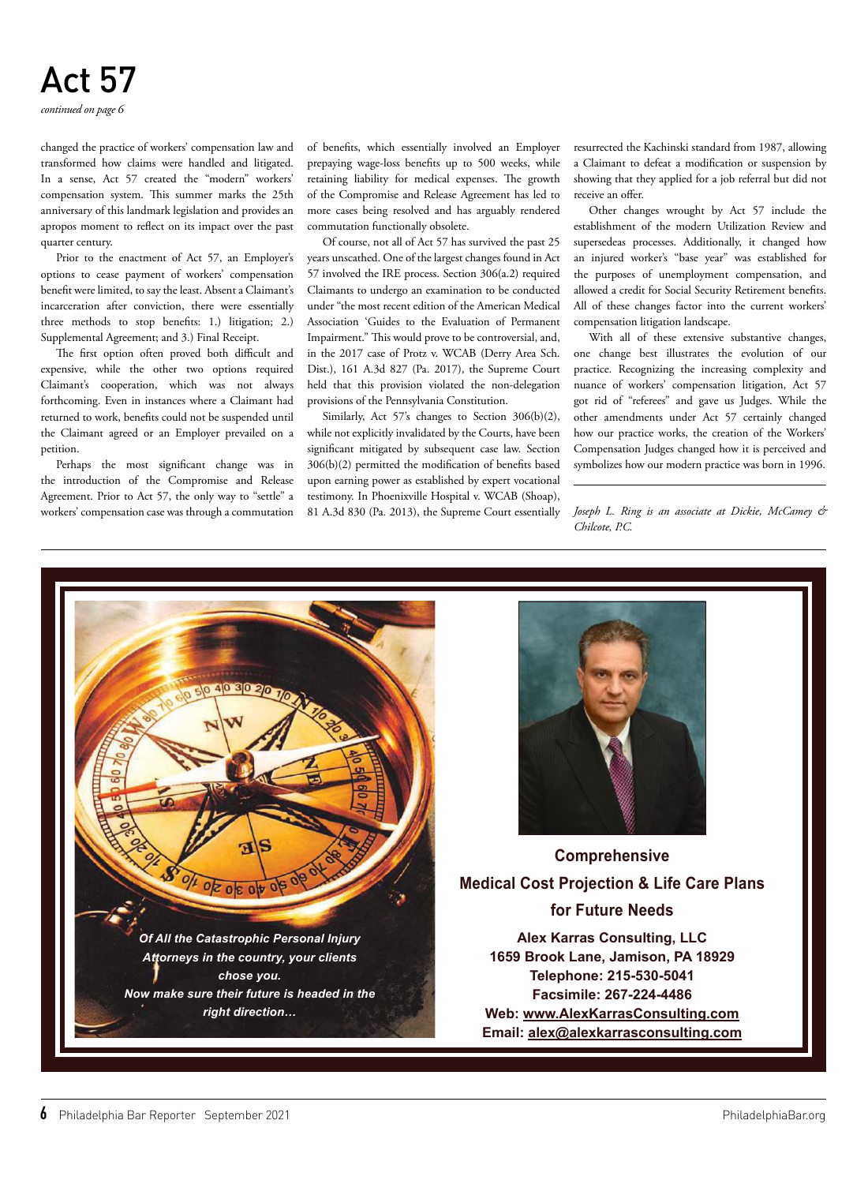# Act 57

*continued on page 6*

changed the practice of workers' compensation law and transformed how claims were handled and litigated. In a sense, Act 57 created the "modern" workers' compensation system. This summer marks the 25th anniversary of this landmark legislation and provides an apropos moment to reflect on its impact over the past quarter century.

Prior to the enactment of Act 57, an Employer's options to cease payment of workers' compensation benefit were limited, to say the least. Absent a Claimant's incarceration after conviction, there were essentially three methods to stop benefits: 1.) litigation; 2.) Supplemental Agreement; and 3.) Final Receipt.

The first option often proved both difficult and expensive, while the other two options required Claimant's cooperation, which was not always forthcoming. Even in instances where a Claimant had returned to work, benefits could not be suspended until the Claimant agreed or an Employer prevailed on a petition.

Perhaps the most significant change was in the introduction of the Compromise and Release Agreement. Prior to Act 57, the only way to "settle" a workers' compensation case was through a commutation of benefits, which essentially involved an Employer prepaying wage-loss benefits up to 500 weeks, while retaining liability for medical expenses. The growth of the Compromise and Release Agreement has led to more cases being resolved and has arguably rendered commutation functionally obsolete.

Of course, not all of Act 57 has survived the past 25 years unscathed. One of the largest changes found in Act 57 involved the IRE process. Section 306(a.2) required Claimants to undergo an examination to be conducted under "the most recent edition of the American Medical Association 'Guides to the Evaluation of Permanent Impairment." This would prove to be controversial, and, in the 2017 case of Protz v. WCAB (Derry Area Sch. Dist.), 161 A.3d 827 (Pa. 2017), the Supreme Court held that this provision violated the non-delegation provisions of the Pennsylvania Constitution.

Similarly, Act 57's changes to Section 306(b)(2), while not explicitly invalidated by the Courts, have been significant mitigated by subsequent case law. Section 306(b)(2) permitted the modification of benefits based upon earning power as established by expert vocational testimony. In Phoenixville Hospital v. WCAB (Shoap), 81 A.3d 830 (Pa. 2013), the Supreme Court essentially resurrected the Kachinski standard from 1987, allowing a Claimant to defeat a modification or suspension by showing that they applied for a job referral but did not receive an offer.

Other changes wrought by Act 57 include the establishment of the modern Utilization Review and supersedeas processes. Additionally, it changed how an injured worker's "base year" was established for the purposes of unemployment compensation, and allowed a credit for Social Security Retirement benefits. All of these changes factor into the current workers' compensation litigation landscape.

With all of these extensive substantive changes, one change best illustrates the evolution of our practice. Recognizing the increasing complexity and nuance of workers' compensation litigation, Act 57 got rid of "referees" and gave us Judges. While the other amendments under Act 57 certainly changed how our practice works, the creation of the Workers' Compensation Judges changed how it is perceived and symbolizes how our modern practice was born in 1996.

*Joseph L. Ring is an associate at Dickie, McCamey & Chilcote, P.C.*

---

*Of All the Catastrophic Personal Injury Attorneys in the country, your clients chose you. Now make sure their future is headed in the right direction…*

**Comprehensive**
**Medical Cost Projection & Life Care Plans for Future Needs**

**Alex Karras Consulting, LLC**
**1659 Brook Lane, Jamison, PA 18929**
**Telephone: 215-530-5041**
**Facsimile: 267-224-4486**
**Web: www.AlexKarrasConsulting.com**
**Email: alex@alexkarrasconsulting.com**